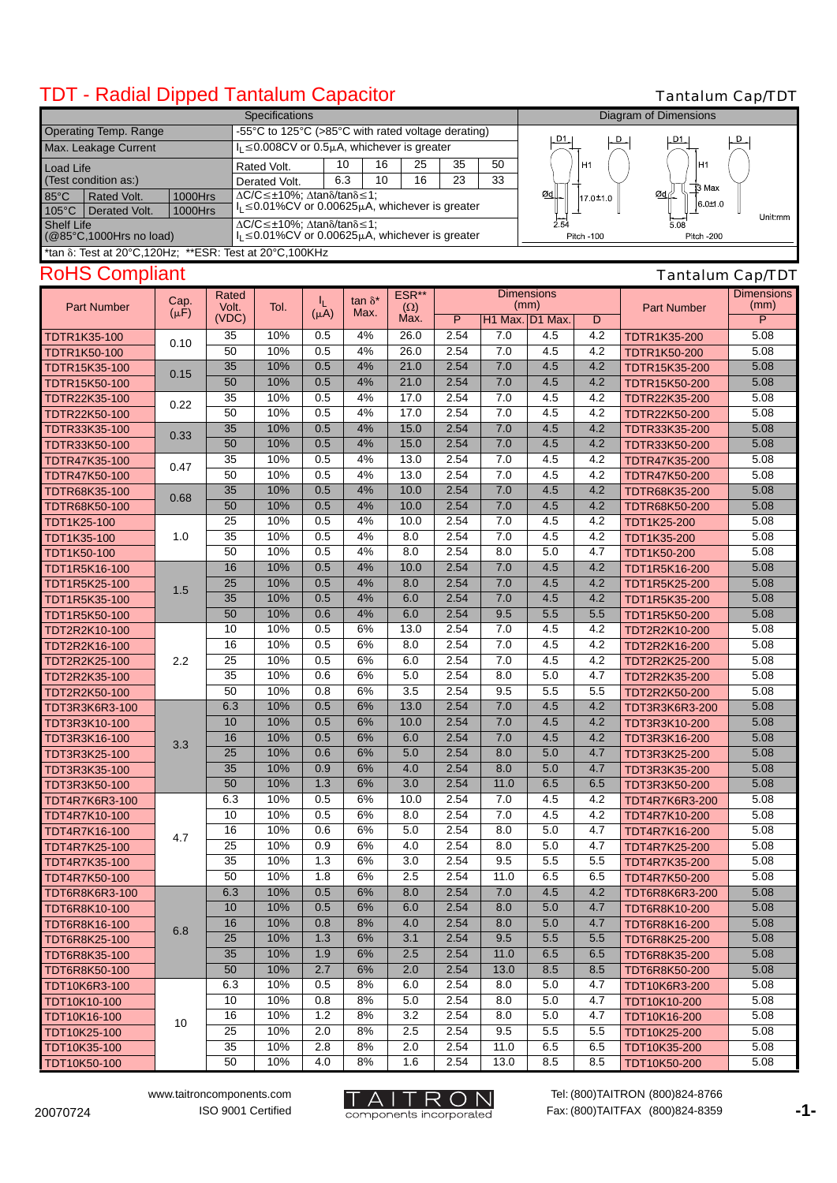# TDT - Radial Dipped Tantalum Capacitor

Tantalum Cap/TDT

| Specifications | | | | | | | |
|---|---|---|---|---|---|---|---|
| Operating Temp. Range | -55°C to 125°C (>85°C with rated voltage derating) | | | | | | |
| Max. Leakage Current | $I_L \leq 0.008CV$ or 0.5μA, whichever is greater | | | | | | |
| Load Life (Test condition as:) | Rated Volt. | 10 | 16 | 25 | 35 | 50 | |
| | Derated Volt. | 6.3 | 10 | 16 | 23 | 33 | |
| 85°C Rated Volt. 1000Hrs / 105°C Derated Volt. 1000Hrs | ΔC/C≤±10%; Δtanδ/tanδ≤1; $I_L \leq 0.01\%CV$ or 0.00625μA, whichever is greater | | | | | | |
| Shelf Life (@85°C,1000Hrs no load) | ΔC/C≤±10%; Δtanδ/tanδ≤1; $I_L \leq 0.01\%CV$ or 0.00625μA, whichever is greater | | | | | | |

*tan δ: Test at 20°C,120Hz; **ESR: Test at 20°C,100KHz

Diagram of Dimensions: D1, D, H1, Ød, 17.0±1.0, 2.54 (Pitch -100); D1, D, H1, 3 Max, Ød, 6.0±1.0, 5.08 (Pitch -200). Unit:mm

## RoHS Compliant

Tantalum Cap/TDT

| Part Number | Cap. (μF) | Rated Volt. (VDC) | Tol. | $I_L$ (μA) | tan δ* Max. | ESR** (Ω) Max. | Dimensions (mm) P | H1 Max. | D1 Max. | D | Part Number | Dimensions (mm) P |
|---|---|---|---|---|---|---|---|---|---|---|---|---|
| TDTR1K35-100 | 0.10 | 35 | 10% | 0.5 | 4% | 26.0 | 2.54 | 7.0 | 4.5 | 4.2 | TDTR1K35-200 | 5.08 |
| TDTR1K50-100 | | 50 | 10% | 0.5 | 4% | 26.0 | 2.54 | 7.0 | 4.5 | 4.2 | TDTR1K50-200 | 5.08 |
| TDTR15K35-100 | 0.15 | 35 | 10% | 0.5 | 4% | 21.0 | 2.54 | 7.0 | 4.5 | 4.2 | TDTR15K35-200 | 5.08 |
| TDTR15K50-100 | | 50 | 10% | 0.5 | 4% | 21.0 | 2.54 | 7.0 | 4.5 | 4.2 | TDTR15K50-200 | 5.08 |
| TDTR22K35-100 | 0.22 | 35 | 10% | 0.5 | 4% | 17.0 | 2.54 | 7.0 | 4.5 | 4.2 | TDTR22K35-200 | 5.08 |
| TDTR22K50-100 | | 50 | 10% | 0.5 | 4% | 17.0 | 2.54 | 7.0 | 4.5 | 4.2 | TDTR22K50-200 | 5.08 |
| TDTR33K35-100 | 0.33 | 35 | 10% | 0.5 | 4% | 15.0 | 2.54 | 7.0 | 4.5 | 4.2 | TDTR33K35-200 | 5.08 |
| TDTR33K50-100 | | 50 | 10% | 0.5 | 4% | 15.0 | 2.54 | 7.0 | 4.5 | 4.2 | TDTR33K50-200 | 5.08 |
| TDTR47K35-100 | 0.47 | 35 | 10% | 0.5 | 4% | 13.0 | 2.54 | 7.0 | 4.5 | 4.2 | TDTR47K35-200 | 5.08 |
| TDTR47K50-100 | | 50 | 10% | 0.5 | 4% | 13.0 | 2.54 | 7.0 | 4.5 | 4.2 | TDTR47K50-200 | 5.08 |
| TDTR68K35-100 | 0.68 | 35 | 10% | 0.5 | 4% | 10.0 | 2.54 | 7.0 | 4.5 | 4.2 | TDTR68K35-200 | 5.08 |
| TDTR68K50-100 | | 50 | 10% | 0.5 | 4% | 10.0 | 2.54 | 7.0 | 4.5 | 4.2 | TDTR68K50-200 | 5.08 |
| TDT1K25-100 | 1.0 | 25 | 10% | 0.5 | 4% | 10.0 | 2.54 | 7.0 | 4.5 | 4.2 | TDT1K25-200 | 5.08 |
| TDT1K35-100 | | 35 | 10% | 0.5 | 4% | 8.0 | 2.54 | 7.0 | 4.5 | 4.2 | TDT1K35-200 | 5.08 |
| TDT1K50-100 | | 50 | 10% | 0.5 | 4% | 8.0 | 2.54 | 8.0 | 5.0 | 4.7 | TDT1K50-200 | 5.08 |
| TDT1R5K16-100 | 1.5 | 16 | 10% | 0.5 | 4% | 10.0 | 2.54 | 7.0 | 4.5 | 4.2 | TDT1R5K16-200 | 5.08 |
| TDT1R5K25-100 | | 25 | 10% | 0.5 | 4% | 8.0 | 2.54 | 7.0 | 4.5 | 4.2 | TDT1R5K25-200 | 5.08 |
| TDT1R5K35-100 | | 35 | 10% | 0.5 | 4% | 6.0 | 2.54 | 7.0 | 4.5 | 4.2 | TDT1R5K35-200 | 5.08 |
| TDT1R5K50-100 | | 50 | 10% | 0.6 | 4% | 6.0 | 2.54 | 9.5 | 5.5 | 5.5 | TDT1R5K50-200 | 5.08 |
| TDT2R2K10-100 | 2.2 | 10 | 10% | 0.5 | 6% | 13.0 | 2.54 | 7.0 | 4.5 | 4.2 | TDT2R2K10-200 | 5.08 |
| TDT2R2K16-100 | | 16 | 10% | 0.5 | 6% | 8.0 | 2.54 | 7.0 | 4.5 | 4.2 | TDT2R2K16-200 | 5.08 |
| TDT2R2K25-100 | | 25 | 10% | 0.5 | 6% | 6.0 | 2.54 | 7.0 | 4.5 | 4.2 | TDT2R2K25-200 | 5.08 |
| TDT2R2K35-100 | | 35 | 10% | 0.6 | 6% | 5.0 | 2.54 | 8.0 | 5.0 | 4.7 | TDT2R2K35-200 | 5.08 |
| TDT2R2K50-100 | | 50 | 10% | 0.8 | 6% | 3.5 | 2.54 | 9.5 | 5.5 | 5.5 | TDT2R2K50-200 | 5.08 |
| TDT3R3K6R3-100 | 3.3 | 6.3 | 10% | 0.5 | 6% | 13.0 | 2.54 | 7.0 | 4.5 | 4.2 | TDT3R3K6R3-200 | 5.08 |
| TDT3R3K10-100 | | 10 | 10% | 0.5 | 6% | 10.0 | 2.54 | 7.0 | 4.5 | 4.2 | TDT3R3K10-200 | 5.08 |
| TDT3R3K16-100 | | 16 | 10% | 0.5 | 6% | 6.0 | 2.54 | 7.0 | 4.5 | 4.2 | TDT3R3K16-200 | 5.08 |
| TDT3R3K25-100 | | 25 | 10% | 0.6 | 6% | 5.0 | 2.54 | 8.0 | 5.0 | 4.7 | TDT3R3K25-200 | 5.08 |
| TDT3R3K35-100 | | 35 | 10% | 0.9 | 6% | 4.0 | 2.54 | 8.0 | 5.0 | 4.7 | TDT3R3K35-200 | 5.08 |
| TDT3R3K50-100 | | 50 | 10% | 1.3 | 6% | 3.0 | 2.54 | 11.0 | 6.5 | 6.5 | TDT3R3K50-200 | 5.08 |
| TDT4R7K6R3-100 | 4.7 | 6.3 | 10% | 0.5 | 6% | 10.0 | 2.54 | 7.0 | 4.5 | 4.2 | TDT4R7K6R3-200 | 5.08 |
| TDT4R7K10-100 | | 10 | 10% | 0.5 | 6% | 8.0 | 2.54 | 7.0 | 4.5 | 4.2 | TDT4R7K10-200 | 5.08 |
| TDT4R7K16-100 | | 16 | 10% | 0.6 | 6% | 5.0 | 2.54 | 8.0 | 5.0 | 4.7 | TDT4R7K16-200 | 5.08 |
| TDT4R7K25-100 | | 25 | 10% | 0.9 | 6% | 4.0 | 2.54 | 8.0 | 5.0 | 4.7 | TDT4R7K25-200 | 5.08 |
| TDT4R7K35-100 | | 35 | 10% | 1.3 | 6% | 3.0 | 2.54 | 9.5 | 5.5 | 5.5 | TDT4R7K35-200 | 5.08 |
| TDT4R7K50-100 | | 50 | 10% | 1.8 | 6% | 2.5 | 2.54 | 11.0 | 6.5 | 6.5 | TDT4R7K50-200 | 5.08 |
| TDT6R8K6R3-100 | 6.8 | 6.3 | 10% | 0.5 | 6% | 8.0 | 2.54 | 7.0 | 4.5 | 4.2 | TDT6R8K6R3-200 | 5.08 |
| TDT6R8K10-100 | | 10 | 10% | 0.5 | 6% | 6.0 | 2.54 | 8.0 | 5.0 | 4.7 | TDT6R8K10-200 | 5.08 |
| TDT6R8K16-100 | | 16 | 10% | 0.8 | 8% | 4.0 | 2.54 | 8.0 | 5.0 | 4.7 | TDT6R8K16-200 | 5.08 |
| TDT6R8K25-100 | | 25 | 10% | 1.3 | 6% | 3.1 | 2.54 | 9.5 | 5.5 | 5.5 | TDT6R8K25-200 | 5.08 |
| TDT6R8K35-100 | | 35 | 10% | 1.9 | 6% | 2.5 | 2.54 | 11.0 | 6.5 | 6.5 | TDT6R8K35-200 | 5.08 |
| TDT6R8K50-100 | | 50 | 10% | 2.7 | 6% | 2.0 | 2.54 | 13.0 | 8.5 | 8.5 | TDT6R8K50-200 | 5.08 |
| TDT10K6R3-100 | 10 | 6.3 | 10% | 0.5 | 8% | 6.0 | 2.54 | 8.0 | 5.0 | 4.7 | TDT10K6R3-200 | 5.08 |
| TDT10K10-100 | | 10 | 10% | 0.8 | 8% | 5.0 | 2.54 | 8.0 | 5.0 | 4.7 | TDT10K10-200 | 5.08 |
| TDT10K16-100 | | 16 | 10% | 1.2 | 8% | 3.2 | 2.54 | 8.0 | 5.0 | 4.7 | TDT10K16-200 | 5.08 |
| TDT10K25-100 | | 25 | 10% | 2.0 | 8% | 2.5 | 2.54 | 9.5 | 5.5 | 5.5 | TDT10K25-200 | 5.08 |
| TDT10K35-100 | | 35 | 10% | 2.8 | 8% | 2.0 | 2.54 | 11.0 | 6.5 | 6.5 | TDT10K35-200 | 5.08 |
| TDT10K50-100 | | 50 | 10% | 4.0 | 8% | 1.6 | 2.54 | 13.0 | 8.5 | 8.5 | TDT10K50-200 | 5.08 |

20070724 www.taitroncomponents.com ISO 9001 Certified

TAITRON components incorporated

Tel: (800)TAITRON (800)824-8766 Fax: (800)TAITFAX (800)824-8359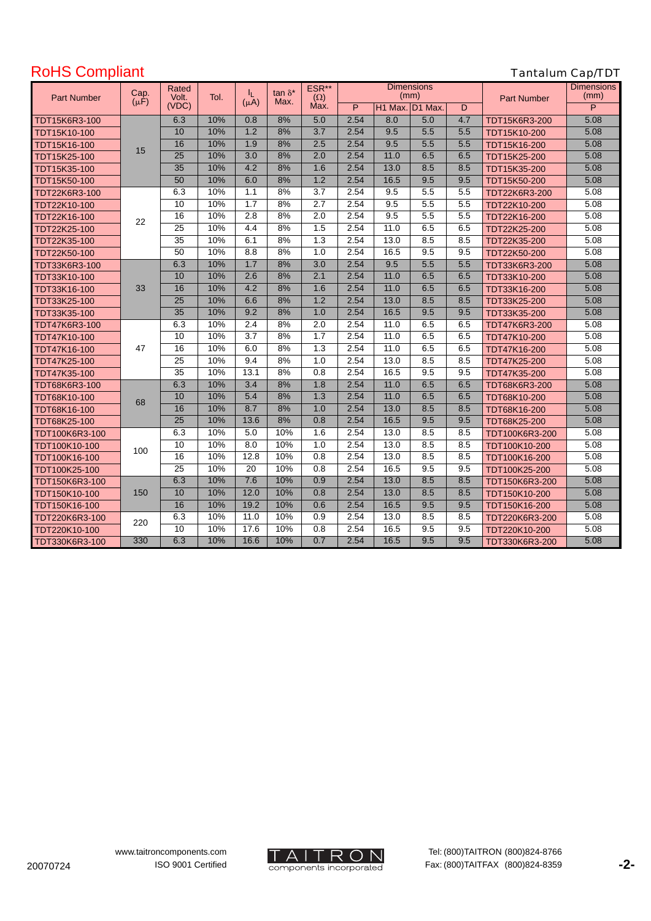## RoHS Compliant

Tantalum Cap/TDT

| Part Number | Cap. (μF) | Rated Volt. (VDC) | Tol. | $I_L$ (μA) | tan δ* Max. | ESR** (Ω) Max. | Dimensions (mm) | | | | Part Number | Dimensions (mm) |
|---|---|---|---|---|---|---|---|---|---|---|---|---|
| | | | | | | | P | H1 Max. | D1 Max. | D | | P |
| TDT15K6R3-100 | 15 | 6.3 | 10% | 0.8 | 8% | 5.0 | 2.54 | 8.0 | 5.0 | 4.7 | TDT15K6R3-200 | 5.08 |
| TDT15K10-100 | | 10 | 10% | 1.2 | 8% | 3.7 | 2.54 | 9.5 | 5.5 | 5.5 | TDT15K10-200 | 5.08 |
| TDT15K16-100 | | 16 | 10% | 1.9 | 8% | 2.5 | 2.54 | 9.5 | 5.5 | 5.5 | TDT15K16-200 | 5.08 |
| TDT15K25-100 | | 25 | 10% | 3.0 | 8% | 2.0 | 2.54 | 11.0 | 6.5 | 6.5 | TDT15K25-200 | 5.08 |
| TDT15K35-100 | | 35 | 10% | 4.2 | 8% | 1.6 | 2.54 | 13.0 | 8.5 | 8.5 | TDT15K35-200 | 5.08 |
| TDT15K50-100 | | 50 | 10% | 6.0 | 8% | 1.2 | 2.54 | 16.5 | 9.5 | 9.5 | TDT15K50-200 | 5.08 |
| TDT22K6R3-100 | 22 | 6.3 | 10% | 1.1 | 8% | 3.7 | 2.54 | 9.5 | 5.5 | 5.5 | TDT22K6R3-200 | 5.08 |
| TDT22K10-100 | | 10 | 10% | 1.7 | 8% | 2.7 | 2.54 | 9.5 | 5.5 | 5.5 | TDT22K10-200 | 5.08 |
| TDT22K16-100 | | 16 | 10% | 2.8 | 8% | 2.0 | 2.54 | 9.5 | 5.5 | 5.5 | TDT22K16-200 | 5.08 |
| TDT22K25-100 | | 25 | 10% | 4.4 | 8% | 1.5 | 2.54 | 11.0 | 6.5 | 6.5 | TDT22K25-200 | 5.08 |
| TDT22K35-100 | | 35 | 10% | 6.1 | 8% | 1.3 | 2.54 | 13.0 | 8.5 | 8.5 | TDT22K35-200 | 5.08 |
| TDT22K50-100 | | 50 | 10% | 8.8 | 8% | 1.0 | 2.54 | 16.5 | 9.5 | 9.5 | TDT22K50-200 | 5.08 |
| TDT33K6R3-100 | 33 | 6.3 | 10% | 1.7 | 8% | 3.0 | 2.54 | 9.5 | 5.5 | 5.5 | TDT33K6R3-200 | 5.08 |
| TDT33K10-100 | | 10 | 10% | 2.6 | 8% | 2.1 | 2.54 | 11.0 | 6.5 | 6.5 | TDT33K10-200 | 5.08 |
| TDT33K16-100 | | 16 | 10% | 4.2 | 8% | 1.6 | 2.54 | 11.0 | 6.5 | 6.5 | TDT33K16-200 | 5.08 |
| TDT33K25-100 | | 25 | 10% | 6.6 | 8% | 1.2 | 2.54 | 13.0 | 8.5 | 8.5 | TDT33K25-200 | 5.08 |
| TDT33K35-100 | | 35 | 10% | 9.2 | 8% | 1.0 | 2.54 | 16.5 | 9.5 | 9.5 | TDT33K35-200 | 5.08 |
| TDT47K6R3-100 | 47 | 6.3 | 10% | 2.4 | 8% | 2.0 | 2.54 | 11.0 | 6.5 | 6.5 | TDT47K6R3-200 | 5.08 |
| TDT47K10-100 | | 10 | 10% | 3.7 | 8% | 1.7 | 2.54 | 11.0 | 6.5 | 6.5 | TDT47K10-200 | 5.08 |
| TDT47K16-100 | | 16 | 10% | 6.0 | 8% | 1.3 | 2.54 | 11.0 | 6.5 | 6.5 | TDT47K16-200 | 5.08 |
| TDT47K25-100 | | 25 | 10% | 9.4 | 8% | 1.0 | 2.54 | 13.0 | 8.5 | 8.5 | TDT47K25-200 | 5.08 |
| TDT47K35-100 | | 35 | 10% | 13.1 | 8% | 0.8 | 2.54 | 16.5 | 9.5 | 9.5 | TDT47K35-200 | 5.08 |
| TDT68K6R3-100 | 68 | 6.3 | 10% | 3.4 | 8% | 1.8 | 2.54 | 11.0 | 6.5 | 6.5 | TDT68K6R3-200 | 5.08 |
| TDT68K10-100 | | 10 | 10% | 5.4 | 8% | 1.3 | 2.54 | 11.0 | 6.5 | 6.5 | TDT68K10-200 | 5.08 |
| TDT68K16-100 | | 16 | 10% | 8.7 | 8% | 1.0 | 2.54 | 13.0 | 8.5 | 8.5 | TDT68K16-200 | 5.08 |
| TDT68K25-100 | | 25 | 10% | 13.6 | 8% | 0.8 | 2.54 | 16.5 | 9.5 | 9.5 | TDT68K25-200 | 5.08 |
| TDT100K6R3-100 | 100 | 6.3 | 10% | 5.0 | 10% | 1.6 | 2.54 | 13.0 | 8.5 | 8.5 | TDT100K6R3-200 | 5.08 |
| TDT100K10-100 | | 10 | 10% | 8.0 | 10% | 1.0 | 2.54 | 13.0 | 8.5 | 8.5 | TDT100K10-200 | 5.08 |
| TDT100K16-100 | | 16 | 10% | 12.8 | 10% | 0.8 | 2.54 | 13.0 | 8.5 | 8.5 | TDT100K16-200 | 5.08 |
| TDT100K25-100 | | 25 | 10% | 20 | 10% | 0.8 | 2.54 | 16.5 | 9.5 | 9.5 | TDT100K25-200 | 5.08 |
| TDT150K6R3-100 | 150 | 6.3 | 10% | 7.6 | 10% | 0.9 | 2.54 | 13.0 | 8.5 | 8.5 | TDT150K6R3-200 | 5.08 |
| TDT150K10-100 | | 10 | 10% | 12.0 | 10% | 0.8 | 2.54 | 13.0 | 8.5 | 8.5 | TDT150K10-200 | 5.08 |
| TDT150K16-100 | | 16 | 10% | 19.2 | 10% | 0.6 | 2.54 | 16.5 | 9.5 | 9.5 | TDT150K16-200 | 5.08 |
| TDT220K6R3-100 | 220 | 6.3 | 10% | 11.0 | 10% | 0.9 | 2.54 | 13.0 | 8.5 | 8.5 | TDT220K6R3-200 | 5.08 |
| TDT220K10-100 | | 10 | 10% | 17.6 | 10% | 0.8 | 2.54 | 16.5 | 9.5 | 9.5 | TDT220K10-200 | 5.08 |
| TDT330K6R3-100 | 330 | 6.3 | 10% | 16.6 | 10% | 0.7 | 2.54 | 16.5 | 9.5 | 9.5 | TDT330K6R3-200 | 5.08 |

20070724

www.taitroncomponents.com
ISO 9001 Certified

TAITRON components incorporated

Tel: (800)TAITRON (800)824-8766
Fax: (800)TAITFAX (800)824-8359